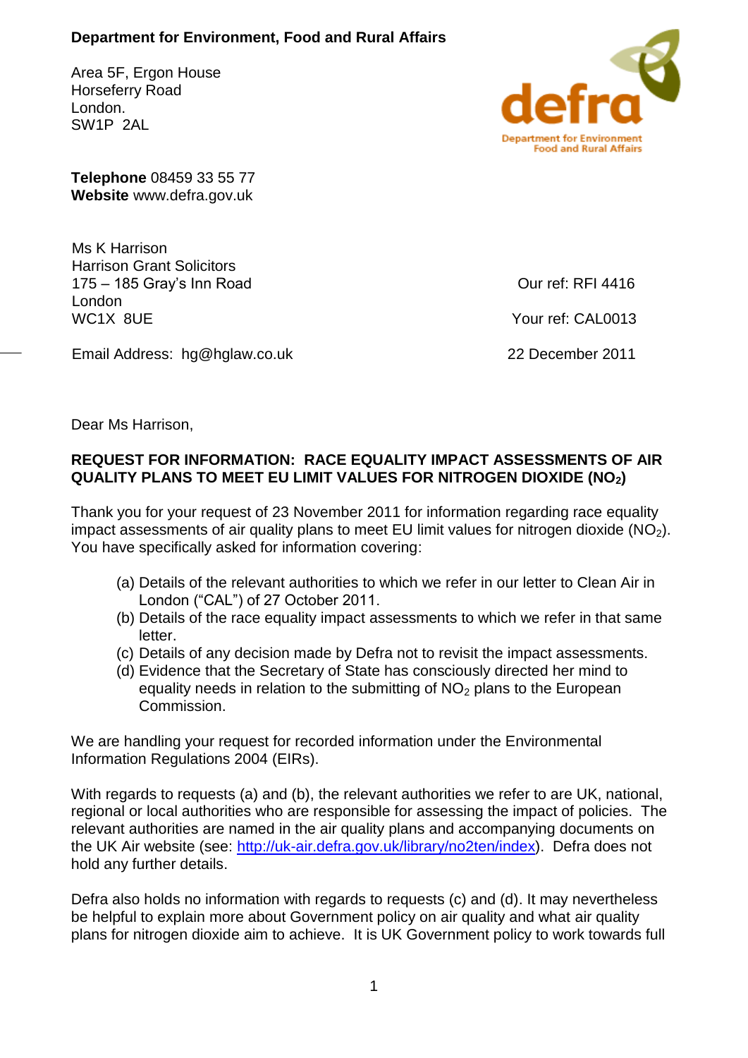**Department for Environment, Food and Rural Affairs**

Area 5F, Ergon House
Horseferry Road
London.
SW1P 2AL

**Telephone** 08459 33 55 77
**Website** www.defra.gov.uk

Ms K Harrison
Harrison Grant Solicitors
175 – 185 Gray's Inn Road
London
WC1X 8UE

Email Address: hg@hglaw.co.uk

Our ref: RFI 4416

Your ref: CAL0013

22 December 2011

Dear Ms Harrison,

**REQUEST FOR INFORMATION: RACE EQUALITY IMPACT ASSESSMENTS OF AIR QUALITY PLANS TO MEET EU LIMIT VALUES FOR NITROGEN DIOXIDE ($NO_2$)**

Thank you for your request of 23 November 2011 for information regarding race equality impact assessments of air quality plans to meet EU limit values for nitrogen dioxide ($NO_2$). You have specifically asked for information covering:

(a) Details of the relevant authorities to which we refer in our letter to Clean Air in London ("CAL") of 27 October 2011.
(b) Details of the race equality impact assessments to which we refer in that same letter.
(c) Details of any decision made by Defra not to revisit the impact assessments.
(d) Evidence that the Secretary of State has consciously directed her mind to equality needs in relation to the submitting of $NO_2$ plans to the European Commission.

We are handling your request for recorded information under the Environmental Information Regulations 2004 (EIRs).

With regards to requests (a) and (b), the relevant authorities we refer to are UK, national, regional or local authorities who are responsible for assessing the impact of policies. The relevant authorities are named in the air quality plans and accompanying documents on the UK Air website (see: http://uk-air.defra.gov.uk/library/no2ten/index). Defra does not hold any further details.

Defra also holds no information with regards to requests (c) and (d). It may nevertheless be helpful to explain more about Government policy on air quality and what air quality plans for nitrogen dioxide aim to achieve. It is UK Government policy to work towards full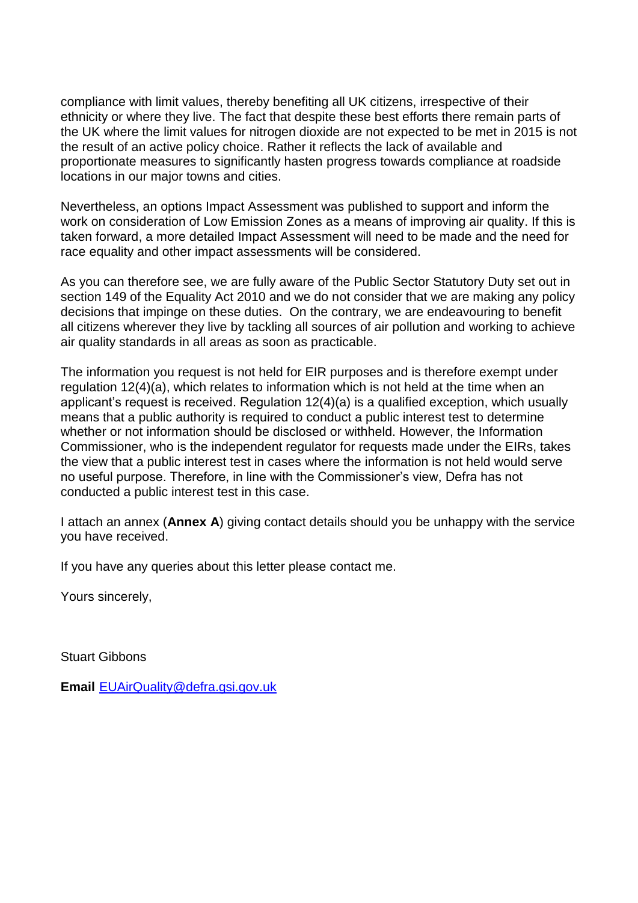compliance with limit values, thereby benefiting all UK citizens, irrespective of their ethnicity or where they live. The fact that despite these best efforts there remain parts of the UK where the limit values for nitrogen dioxide are not expected to be met in 2015 is not the result of an active policy choice. Rather it reflects the lack of available and proportionate measures to significantly hasten progress towards compliance at roadside locations in our major towns and cities.

Nevertheless, an options Impact Assessment was published to support and inform the work on consideration of Low Emission Zones as a means of improving air quality. If this is taken forward, a more detailed Impact Assessment will need to be made and the need for race equality and other impact assessments will be considered.

As you can therefore see, we are fully aware of the Public Sector Statutory Duty set out in section 149 of the Equality Act 2010 and we do not consider that we are making any policy decisions that impinge on these duties. On the contrary, we are endeavouring to benefit all citizens wherever they live by tackling all sources of air pollution and working to achieve air quality standards in all areas as soon as practicable.

The information you request is not held for EIR purposes and is therefore exempt under regulation 12(4)(a), which relates to information which is not held at the time when an applicant's request is received. Regulation 12(4)(a) is a qualified exception, which usually means that a public authority is required to conduct a public interest test to determine whether or not information should be disclosed or withheld. However, the Information Commissioner, who is the independent regulator for requests made under the EIRs, takes the view that a public interest test in cases where the information is not held would serve no useful purpose. Therefore, in line with the Commissioner's view, Defra has not conducted a public interest test in this case.

I attach an annex (**Annex A**) giving contact details should you be unhappy with the service you have received.

If you have any queries about this letter please contact me.

Yours sincerely,

Stuart Gibbons

**Email** EUAirQuality@defra.gsi.gov.uk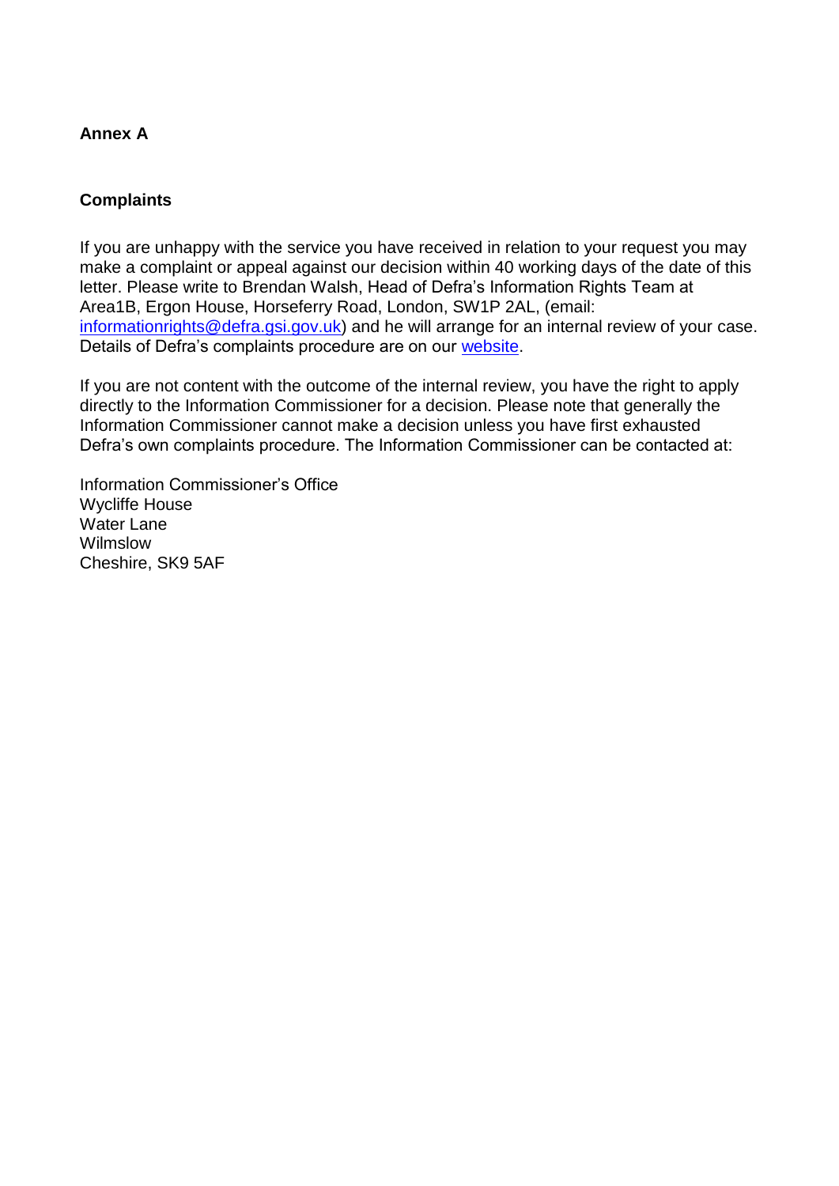**Annex A**

**Complaints**

If you are unhappy with the service you have received in relation to your request you may make a complaint or appeal against our decision within 40 working days of the date of this letter. Please write to Brendan Walsh, Head of Defra's Information Rights Team at Area1B, Ergon House, Horseferry Road, London, SW1P 2AL, (email: informationrights@defra.gsi.gov.uk) and he will arrange for an internal review of your case. Details of Defra's complaints procedure are on our website.

If you are not content with the outcome of the internal review, you have the right to apply directly to the Information Commissioner for a decision. Please note that generally the Information Commissioner cannot make a decision unless you have first exhausted Defra's own complaints procedure. The Information Commissioner can be contacted at:

Information Commissioner's Office
Wycliffe House
Water Lane
Wilmslow
Cheshire, SK9 5AF